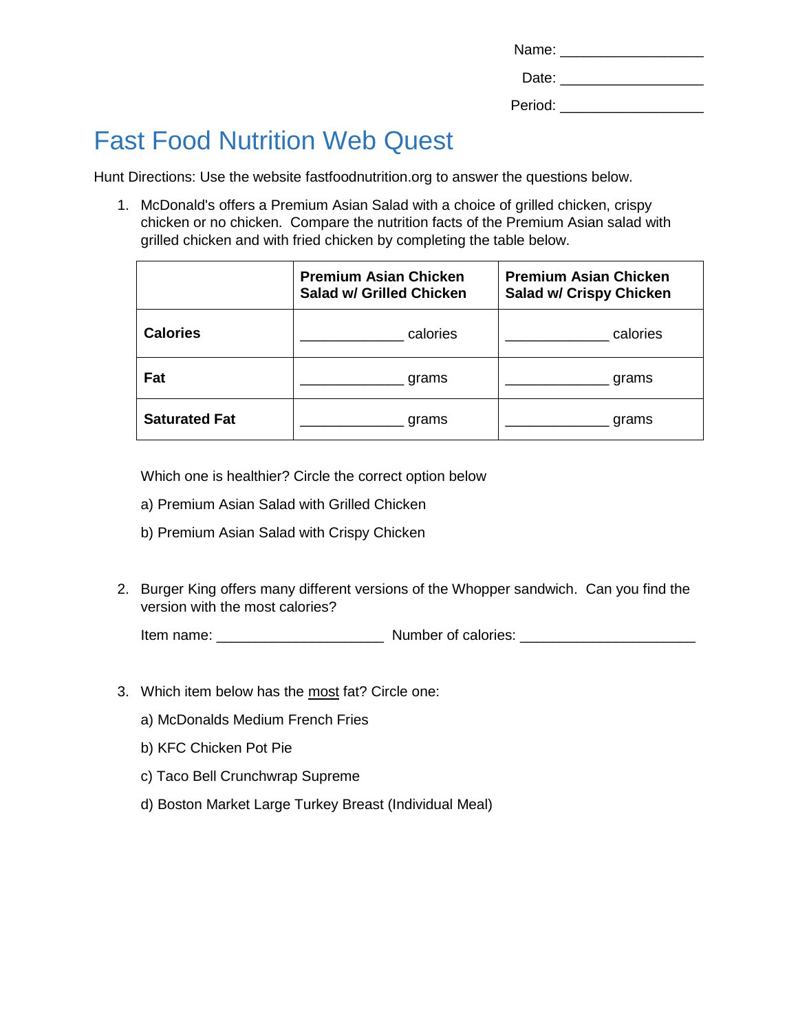Name: __________________

Date: __________________

Period: __________________

# Fast Food Nutrition Web Quest

Hunt Directions: Use the website fastfoodnutrition.org to answer the questions below.

1. McDonald's offers a Premium Asian Salad with a choice of grilled chicken, crispy chicken or no chicken. Compare the nutrition facts of the Premium Asian salad with grilled chicken and with fried chicken by completing the table below.

| | **Premium Asian Chicken Salad w/ Grilled Chicken** | **Premium Asian Chicken Salad w/ Crispy Chicken** |
|---|---|---|
| **Calories** | _____________ calories | _____________ calories |
| **Fat** | _____________ grams | _____________ grams |
| **Saturated Fat** | _____________ grams | _____________ grams |

Which one is healthier? Circle the correct option below

a) Premium Asian Salad with Grilled Chicken

b) Premium Asian Salad with Crispy Chicken

2. Burger King offers many different versions of the Whopper sandwich. Can you find the version with the most calories?

Item name: _____________________ Number of calories: ______________________

3. Which item below has the <u>most</u> fat? Circle one:

a) McDonalds Medium French Fries

b) KFC Chicken Pot Pie

c) Taco Bell Crunchwrap Supreme

d) Boston Market Large Turkey Breast (Individual Meal)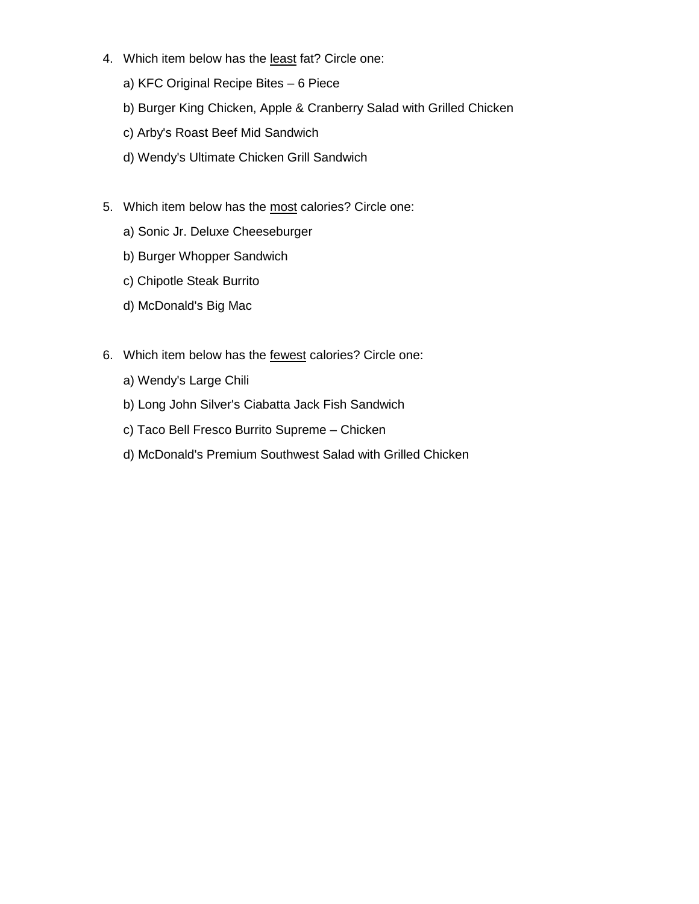4. Which item below has the <u>least</u> fat? Circle one:

   a) KFC Original Recipe Bites – 6 Piece

   b) Burger King Chicken, Apple & Cranberry Salad with Grilled Chicken

   c) Arby's Roast Beef Mid Sandwich

   d) Wendy's Ultimate Chicken Grill Sandwich

5. Which item below has the <u>most</u> calories? Circle one:

   a) Sonic Jr. Deluxe Cheeseburger

   b) Burger Whopper Sandwich

   c) Chipotle Steak Burrito

   d) McDonald's Big Mac

6. Which item below has the <u>fewest</u> calories? Circle one:

   a) Wendy's Large Chili

   b) Long John Silver's Ciabatta Jack Fish Sandwich

   c) Taco Bell Fresco Burrito Supreme – Chicken

   d) McDonald's Premium Southwest Salad with Grilled Chicken